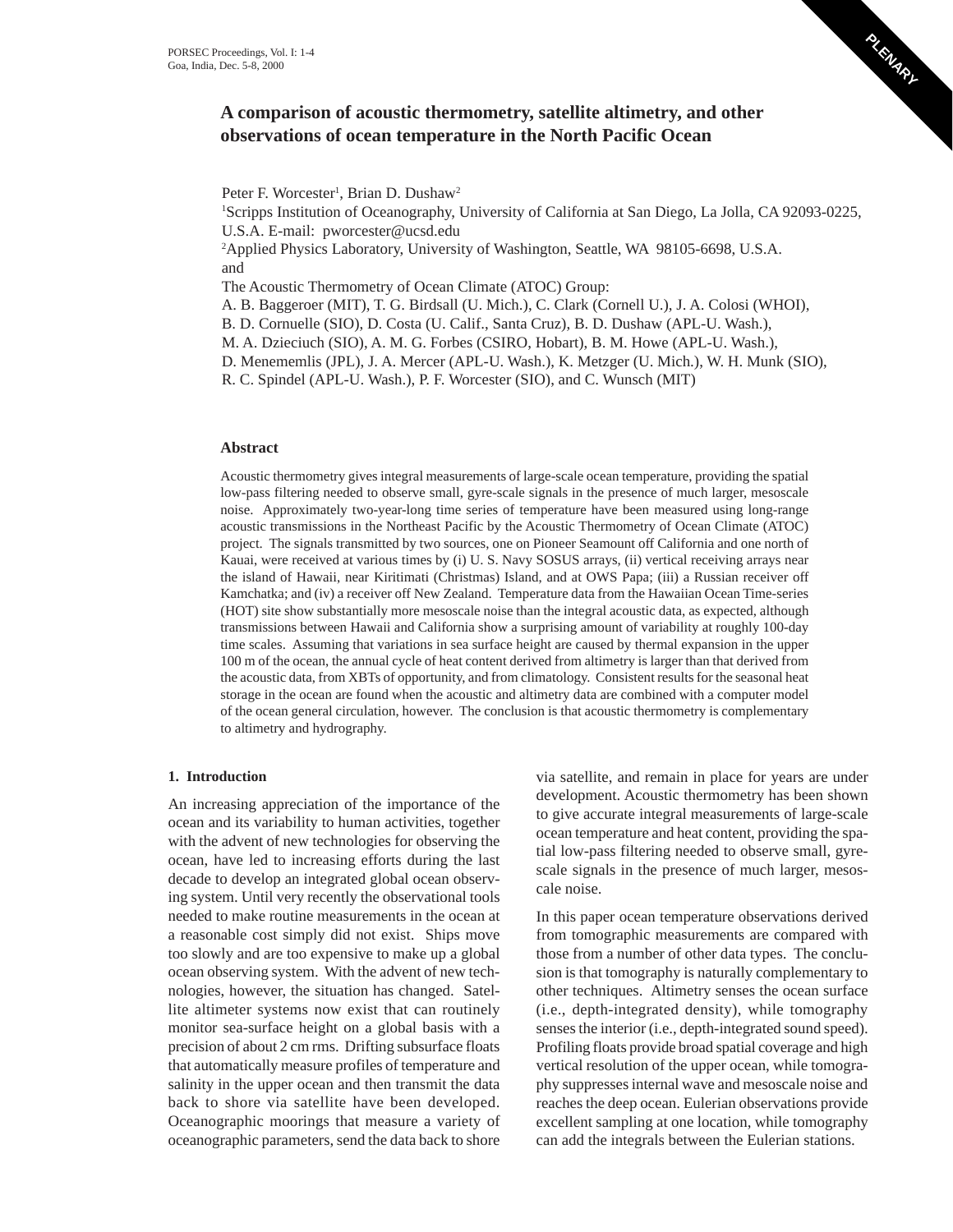# A comparison of acoustic thermometry, satellite altimetry, and other observations of ocean temperature in the North Pacific Ocean

Peter F. Worcester[1], Brian D. Dushaw[2]

[1]Scripps Institution of Oceanography, University of California at San Diego, La Jolla, CA 92093-0225, U.S.A. E-mail: pworcester@ucsd.edu

[2]Applied Physics Laboratory, University of Washington, Seattle, WA 98105-6698, U.S.A.

and

The Acoustic Thermometry of Ocean Climate (ATOC) Group:
A. B. Baggeroer (MIT), T. G. Birdsall (U. Mich.), C. Clark (Cornell U.), J. A. Colosi (WHOI), B. D. Cornuelle (SIO), D. Costa (U. Calif., Santa Cruz), B. D. Dushaw (APL-U. Wash.), M. A. Dzieciuch (SIO), A. M. G. Forbes (CSIRO, Hobart), B. M. Howe (APL-U. Wash.), D. Menememlis (JPL), J. A. Mercer (APL-U. Wash.), K. Metzger (U. Mich.), W. H. Munk (SIO), R. C. Spindel (APL-U. Wash.), P. F. Worcester (SIO), and C. Wunsch (MIT)

## Abstract

Acoustic thermometry gives integral measurements of large-scale ocean temperature, providing the spatial low-pass filtering needed to observe small, gyre-scale signals in the presence of much larger, mesoscale noise. Approximately two-year-long time series of temperature have been measured using long-range acoustic transmissions in the Northeast Pacific by the Acoustic Thermometry of Ocean Climate (ATOC) project. The signals transmitted by two sources, one on Pioneer Seamount off California and one north of Kauai, were received at various times by (i) U. S. Navy SOSUS arrays, (ii) vertical receiving arrays near the island of Hawaii, near Kiritimati (Christmas) Island, and at OWS Papa; (iii) a Russian receiver off Kamchatka; and (iv) a receiver off New Zealand. Temperature data from the Hawaiian Ocean Time-series (HOT) site show substantially more mesoscale noise than the integral acoustic data, as expected, although transmissions between Hawaii and California show a surprising amount of variability at roughly 100-day time scales. Assuming that variations in sea surface height are caused by thermal expansion in the upper 100 m of the ocean, the annual cycle of heat content derived from altimetry is larger than that derived from the acoustic data, from XBTs of opportunity, and from climatology. Consistent results for the seasonal heat storage in the ocean are found when the acoustic and altimetry data are combined with a computer model of the ocean general circulation, however. The conclusion is that acoustic thermometry is complementary to altimetry and hydrography.

## 1. Introduction

An increasing appreciation of the importance of the ocean and its variability to human activities, together with the advent of new technologies for observing the ocean, have led to increasing efforts during the last decade to develop an integrated global ocean observing system. Until very recently the observational tools needed to make routine measurements in the ocean at a reasonable cost simply did not exist. Ships move too slowly and are too expensive to make up a global ocean observing system. With the advent of new technologies, however, the situation has changed. Satellite altimeter systems now exist that can routinely monitor sea-surface height on a global basis with a precision of about 2 cm rms. Drifting subsurface floats that automatically measure profiles of temperature and salinity in the upper ocean and then transmit the data back to shore via satellite have been developed. Oceanographic moorings that measure a variety of oceanographic parameters, send the data back to shore via satellite, and remain in place for years are under development. Acoustic thermometry has been shown to give accurate integral measurements of large-scale ocean temperature and heat content, providing the spatial low-pass filtering needed to observe small, gyre-scale signals in the presence of much larger, mesoscale noise.

In this paper ocean temperature observations derived from tomographic measurements are compared with those from a number of other data types. The conclusion is that tomography is naturally complementary to other techniques. Altimetry senses the ocean surface (i.e., depth-integrated density), while tomography senses the interior (i.e., depth-integrated sound speed). Profiling floats provide broad spatial coverage and high vertical resolution of the upper ocean, while tomography suppresses internal wave and mesoscale noise and reaches the deep ocean. Eulerian observations provide excellent sampling at one location, while tomography can add the integrals between the Eulerian stations.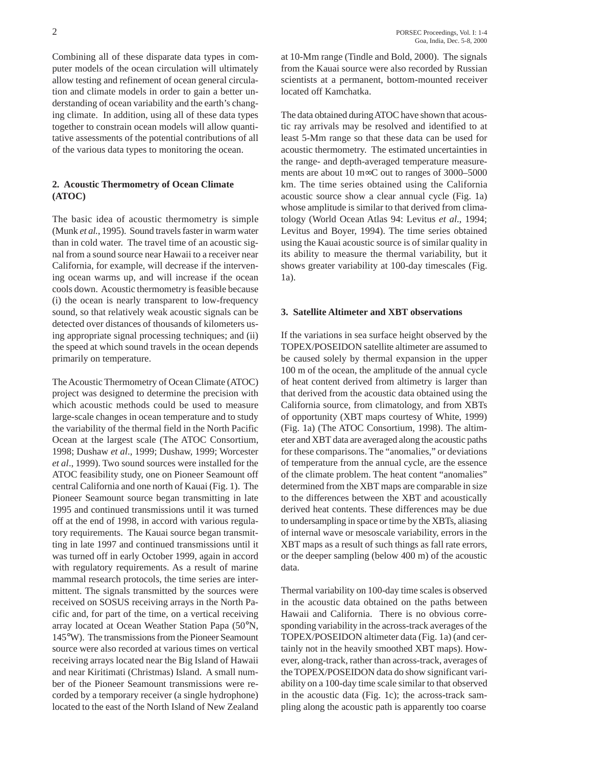Combining all of these disparate data types in computer models of the ocean circulation will ultimately allow testing and refinement of ocean general circulation and climate models in order to gain a better understanding of ocean variability and the earth's changing climate. In addition, using all of these data types together to constrain ocean models will allow quantitative assessments of the potential contributions of all of the various data types to monitoring the ocean.

## 2. Acoustic Thermometry of Ocean Climate (ATOC)

The basic idea of acoustic thermometry is simple (Munk *et al.*, 1995). Sound travels faster in warm water than in cold water. The travel time of an acoustic signal from a sound source near Hawaii to a receiver near California, for example, will decrease if the intervening ocean warms up, and will increase if the ocean cools down. Acoustic thermometry is feasible because (i) the ocean is nearly transparent to low-frequency sound, so that relatively weak acoustic signals can be detected over distances of thousands of kilometers using appropriate signal processing techniques; and (ii) the speed at which sound travels in the ocean depends primarily on temperature.

The Acoustic Thermometry of Ocean Climate (ATOC) project was designed to determine the precision with which acoustic methods could be used to measure large-scale changes in ocean temperature and to study the variability of the thermal field in the North Pacific Ocean at the largest scale (The ATOC Consortium, 1998; Dushaw *et al*., 1999; Dushaw, 1999; Worcester *et al*., 1999). Two sound sources were installed for the ATOC feasibility study, one on Pioneer Seamount off central California and one north of Kauai (Fig. 1). The Pioneer Seamount source began transmitting in late 1995 and continued transmissions until it was turned off at the end of 1998, in accord with various regulatory requirements. The Kauai source began transmitting in late 1997 and continued transmissions until it was turned off in early October 1999, again in accord with regulatory requirements. As a result of marine mammal research protocols, the time series are intermittent. The signals transmitted by the sources were received on SOSUS receiving arrays in the North Pacific and, for part of the time, on a vertical receiving array located at Ocean Weather Station Papa (50°N, 145°W). The transmissions from the Pioneer Seamount source were also recorded at various times on vertical receiving arrays located near the Big Island of Hawaii and near Kiritimati (Christmas) Island. A small number of the Pioneer Seamount transmissions were recorded by a temporary receiver (a single hydrophone) located to the east of the North Island of New Zealand at 10-Mm range (Tindle and Bold, 2000). The signals from the Kauai source were also recorded by Russian scientists at a permanent, bottom-mounted receiver located off Kamchatka.

The data obtained during ATOC have shown that acoustic ray arrivals may be resolved and identified to at least 5-Mm range so that these data can be used for acoustic thermometry. The estimated uncertainties in the range- and depth-averaged temperature measurements are about 10 m∞C out to ranges of 3000–5000 km. The time series obtained using the California acoustic source show a clear annual cycle (Fig. 1a) whose amplitude is similar to that derived from climatology (World Ocean Atlas 94: Levitus *et al*., 1994; Levitus and Boyer, 1994). The time series obtained using the Kauai acoustic source is of similar quality in its ability to measure the thermal variability, but it shows greater variability at 100-day timescales (Fig. 1a).

## 3. Satellite Altimeter and XBT observations

If the variations in sea surface height observed by the TOPEX/POSEIDON satellite altimeter are assumed to be caused solely by thermal expansion in the upper 100 m of the ocean, the amplitude of the annual cycle of heat content derived from altimetry is larger than that derived from the acoustic data obtained using the California source, from climatology, and from XBTs of opportunity (XBT maps courtesy of White, 1999) (Fig. 1a) (The ATOC Consortium, 1998). The altimeter and XBT data are averaged along the acoustic paths for these comparisons. The "anomalies," or deviations of temperature from the annual cycle, are the essence of the climate problem. The heat content "anomalies" determined from the XBT maps are comparable in size to the differences between the XBT and acoustically derived heat contents. These differences may be due to undersampling in space or time by the XBTs, aliasing of internal wave or mesoscale variability, errors in the XBT maps as a result of such things as fall rate errors, or the deeper sampling (below 400 m) of the acoustic data.

Thermal variability on 100-day time scales is observed in the acoustic data obtained on the paths between Hawaii and California. There is no obvious corresponding variability in the across-track averages of the TOPEX/POSEIDON altimeter data (Fig. 1a) (and certainly not in the heavily smoothed XBT maps). However, along-track, rather than across-track, averages of the TOPEX/POSEIDON data do show significant variability on a 100-day time scale similar to that observed in the acoustic data (Fig. 1c); the across-track sampling along the acoustic path is apparently too coarse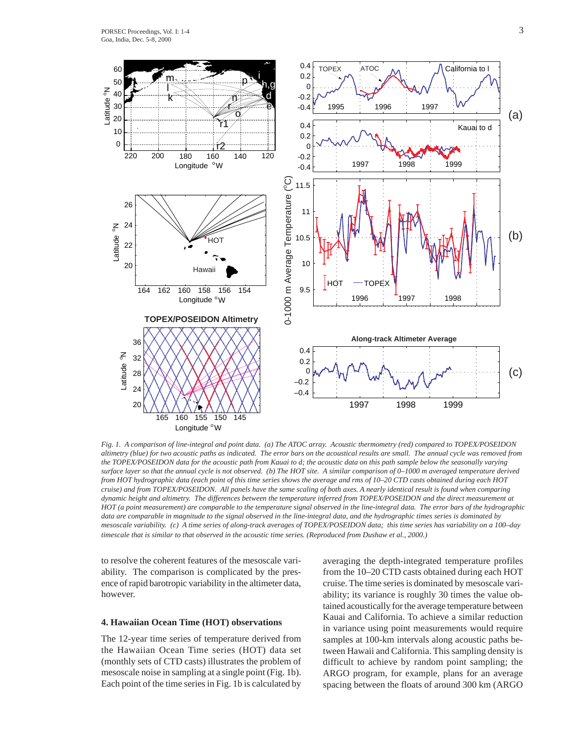*Fig. 1. A comparison of line-integral and point data. (a) The ATOC array. Acoustic thermometry (red) compared to TOPEX/POSEIDON altimetry (blue) for two acoustic paths as indicated. The error bars on the acoustical results are small. The annual cycle was removed from the TOPEX/POSEIDON data for the acoustic path from Kauai to d; the acoustic data on this path sample below the seasonally varying surface layer so that the annual cycle is not observed. (b) The HOT site. A similar comparison of 0–1000 m averaged temperature derived from HOT hydrographic data (each point of this time series shows the average and rms of 10–20 CTD casts obtained during each HOT cruise) and from TOPEX/POSEIDON. All panels have the same scaling of both axes. A nearly identical result is found when comparing dynamic height and altimetry. The differences between the temperature inferred from TOPEX/POSEIDON and the direct measurement at HOT (a point measurement) are comparable to the temperature signal observed in the line-integral data. The error bars of the hydrographic data are comparable in magnitude to the signal observed in the line-integral data, and the hydrographic times series is dominated by mesoscale variability. (c) A time series of along-track averages of TOPEX/POSEIDON data; this time series has variability on a 100–day timescale that is similar to that observed in the acoustic time series. (Reproduced from Dushaw et al., 2000.)*

to resolve the coherent features of the mesoscale variability. The comparison is complicated by the presence of rapid barotropic variability in the altimeter data, however.

## 4. Hawaiian Ocean Time (HOT) observations

The 12-year time series of temperature derived from the Hawaiian Ocean Time series (HOT) data set (monthly sets of CTD casts) illustrates the problem of mesoscale noise in sampling at a single point (Fig. 1b). Each point of the time series in Fig. 1b is calculated by averaging the depth-integrated temperature profiles from the 10–20 CTD casts obtained during each HOT cruise. The time series is dominated by mesoscale variability; its variance is roughly 30 times the value obtained acoustically for the average temperature between Kauai and California. To achieve a similar reduction in variance using point measurements would require samples at 100-km intervals along acoustic paths between Hawaii and California. This sampling density is difficult to achieve by random point sampling; the ARGO program, for example, plans for an average spacing between the floats of around 300 km (ARGO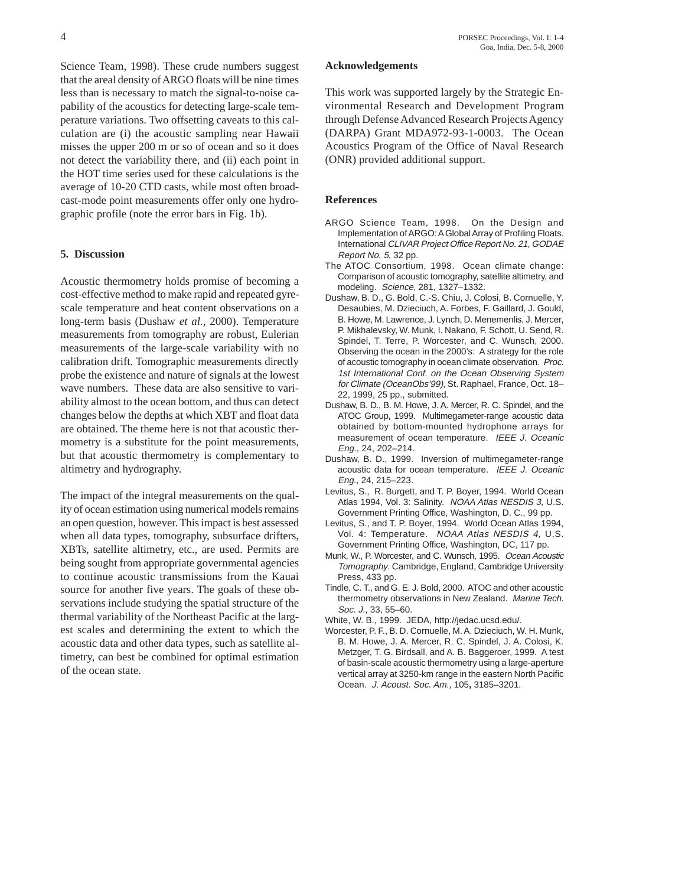Science Team, 1998). These crude numbers suggest that the areal density of ARGO floats will be nine times less than is necessary to match the signal-to-noise capability of the acoustics for detecting large-scale temperature variations. Two offsetting caveats to this calculation are (i) the acoustic sampling near Hawaii misses the upper 200 m or so of ocean and so it does not detect the variability there, and (ii) each point in the HOT time series used for these calculations is the average of 10-20 CTD casts, while most often broadcast-mode point measurements offer only one hydrographic profile (note the error bars in Fig. 1b).

## 5. Discussion

Acoustic thermometry holds promise of becoming a cost-effective method to make rapid and repeated gyre-scale temperature and heat content observations on a long-term basis (Dushaw *et al.*, 2000). Temperature measurements from tomography are robust, Eulerian measurements of the large-scale variability with no calibration drift. Tomographic measurements directly probe the existence and nature of signals at the lowest wave numbers. These data are also sensitive to variability almost to the ocean bottom, and thus can detect changes below the depths at which XBT and float data are obtained. The theme here is not that acoustic thermometry is a substitute for the point measurements, but that acoustic thermometry is complementary to altimetry and hydrography.

The impact of the integral measurements on the quality of ocean estimation using numerical models remains an open question, however. This impact is best assessed when all data types, tomography, subsurface drifters, XBTs, satellite altimetry, etc., are used. Permits are being sought from appropriate governmental agencies to continue acoustic transmissions from the Kauai source for another five years. The goals of these observations include studying the spatial structure of the thermal variability of the Northeast Pacific at the largest scales and determining the extent to which the acoustic data and other data types, such as satellite altimetry, can best be combined for optimal estimation of the ocean state.

## Acknowledgements

This work was supported largely by the Strategic Environmental Research and Development Program through Defense Advanced Research Projects Agency (DARPA) Grant MDA972-93-1-0003. The Ocean Acoustics Program of the Office of Naval Research (ONR) provided additional support.

## References

ARGO Science Team, 1998. On the Design and Implementation of ARGO: A Global Array of Profiling Floats. International *CLIVAR Project Office Report No. 21, GODAE Report No. 5*, 32 pp.

The ATOC Consortium, 1998. Ocean climate change: Comparison of acoustic tomography, satellite altimetry, and modeling. *Science,* 281, 1327–1332.

Dushaw, B. D., G. Bold, C.-S. Chiu, J. Colosi, B. Cornuelle, Y. Desaubies, M. Dzieciuch, A. Forbes, F. Gaillard, J. Gould, B. Howe, M. Lawrence, J. Lynch, D. Menemenlis, J. Mercer, P. Mikhalevsky, W. Munk, I. Nakano, F. Schott, U. Send, R. Spindel, T. Terre, P. Worcester, and C. Wunsch, 2000. Observing the ocean in the 2000's: A strategy for the role of acoustic tomography in ocean climate observation. *Proc. 1st International Conf. on the Ocean Observing System for Climate (OceanObs'99)*, St. Raphael, France, Oct. 18–22, 1999, 25 pp., submitted.

Dushaw, B. D., B. M. Howe, J. A. Mercer, R. C. Spindel, and the ATOC Group, 1999. Multimegameter-range acoustic data obtained by bottom-mounted hydrophone arrays for measurement of ocean temperature. *IEEE J. Oceanic Eng.*, 24, 202–214.

Dushaw, B. D., 1999. Inversion of multimegameter-range acoustic data for ocean temperature. *IEEE J. Oceanic Eng.*, 24, 215–223.

Levitus, S., R. Burgett, and T. P. Boyer, 1994. World Ocean Atlas 1994, Vol. 3: Salinity. *NOAA Atlas NESDIS 3,* U.S. Government Printing Office, Washington, D. C., 99 pp.

Levitus, S., and T. P. Boyer, 1994. World Ocean Atlas 1994, Vol. 4: Temperature. *NOAA Atlas NESDIS 4,* U.S. Government Printing Office, Washington, DC, 117 pp.

Munk, W., P. Worcester, and C. Wunsch, 1995. *Ocean Acoustic Tomography*. Cambridge, England, Cambridge University Press, 433 pp.

Tindle, C. T., and G. E. J. Bold, 2000. ATOC and other acoustic thermometry observations in New Zealand. *Marine Tech. Soc. J.*, 33, 55–60.

White, W. B., 1999. JEDA, http://jedac.ucsd.edu/.

Worcester, P. F., B. D. Cornuelle, M. A. Dzieciuch, W. H. Munk, B. M. Howe, J. A. Mercer, R. C. Spindel, J. A. Colosi, K. Metzger, T. G. Birdsall, and A. B. Baggeroer, 1999. A test of basin-scale acoustic thermometry using a large-aperture vertical array at 3250-km range in the eastern North Pacific Ocean. *J. Acoust. Soc. Am.*, 105**,** 3185–3201.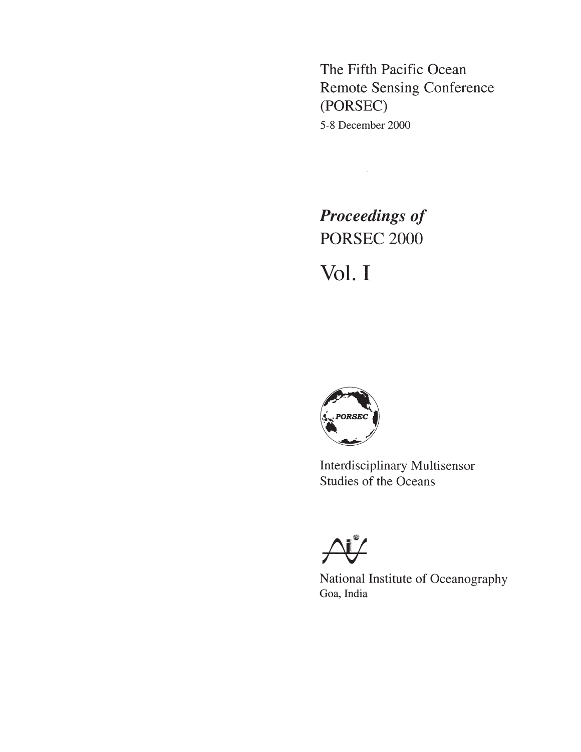The Fifth Pacific Ocean
Remote Sensing Conference
(PORSEC)

5-8 December 2000

*Proceedings of*

PORSEC 2000

# Vol. I

PORSEC

Interdisciplinary Multisensor
Studies of the Oceans

National Institute of Oceanography
Goa, India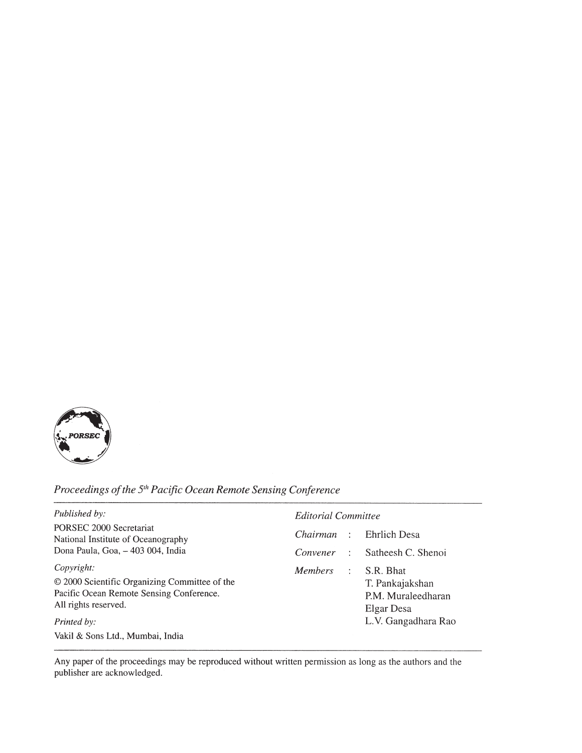PORSEC

*Proceedings of the 5th Pacific Ocean Remote Sensing Conference*

---

*Published by:*

PORSEC 2000 Secretariat
National Institute of Oceanography
Dona Paula, Goa, – 403 004, India

*Copyright:*

© 2000 Scientific Organizing Committee of the Pacific Ocean Remote Sensing Conference.
All rights reserved.

*Printed by:*

Vakil & Sons Ltd., Mumbai, India

*Editorial Committee*

*Chairman* : Ehrlich Desa

*Convener* : Satheesh C. Shenoi

*Members* : S.R. Bhat
T. Pankajakshan
P.M. Muraleedharan
Elgar Desa
L.V. Gangadhara Rao

---

Any paper of the proceedings may be reproduced without written permission as long as the authors and the publisher are acknowledged.